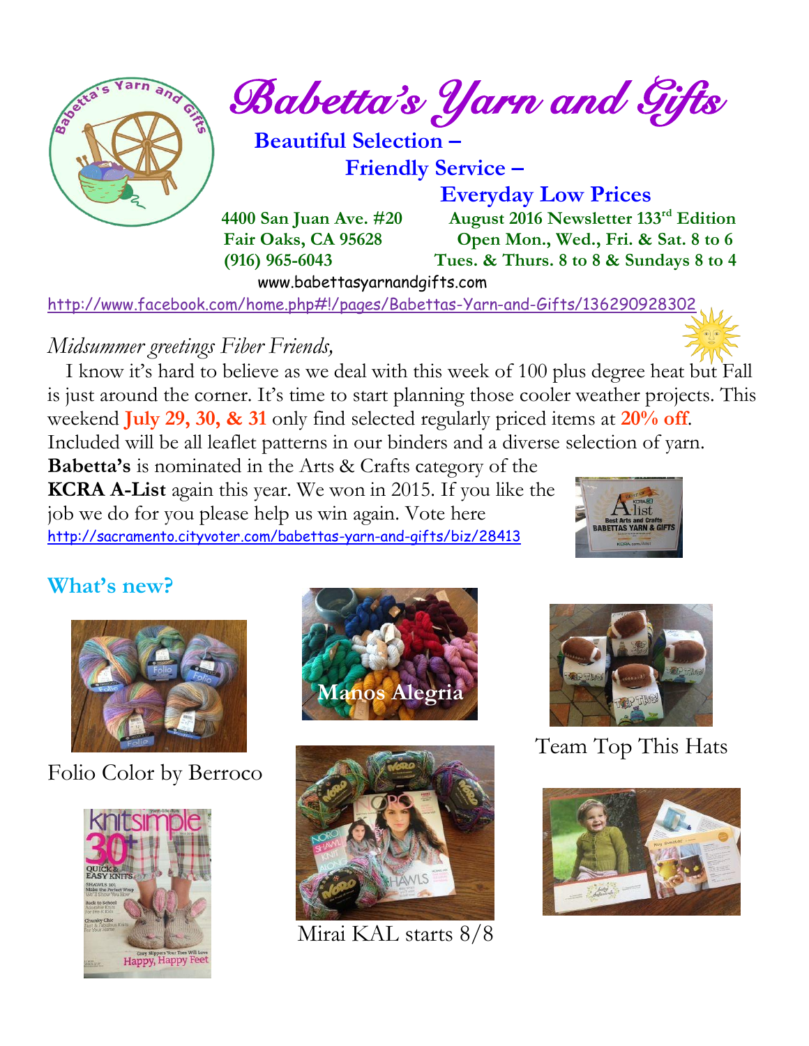# Babetta's Yarn and Gifts

**Beautiful Selection –**
**Friendly Service –**
**Everyday Low Prices**

**4400 San Juan Ave. #20**
**Fair Oaks, CA 95628**
**(916) 965-6043**

**August 2016 Newsletter 133rd Edition**
**Open Mon., Wed., Fri. & Sat. 8 to 6**
**Tues. & Thurs. 8 to 8 & Sundays 8 to 4**

www.babettasyarnandgifts.com

http://www.facebook.com/home.php#!/pages/Babettas-Yarn-and-Gifts/136290928302

*Midsummer greetings Fiber Friends,*

I know it's hard to believe as we deal with this week of 100 plus degree heat but Fall is just around the corner. It's time to start planning those cooler weather projects. This weekend **July 29, 30, & 31** only find selected regularly priced items at **20% off**. Included will be all leaflet patterns in our binders and a diverse selection of yarn. **Babetta's** is nominated in the Arts & Crafts category of the **KCRA A-List** again this year. We won in 2015. If you like the job we do for you please help us win again. Vote here http://sacramento.cityvoter.com/babettas-yarn-and-gifts/biz/28413

## What's new?

Folio Color by Berroco

Manos Alegria

Team Top This Hats

Mirai KAL starts 8/8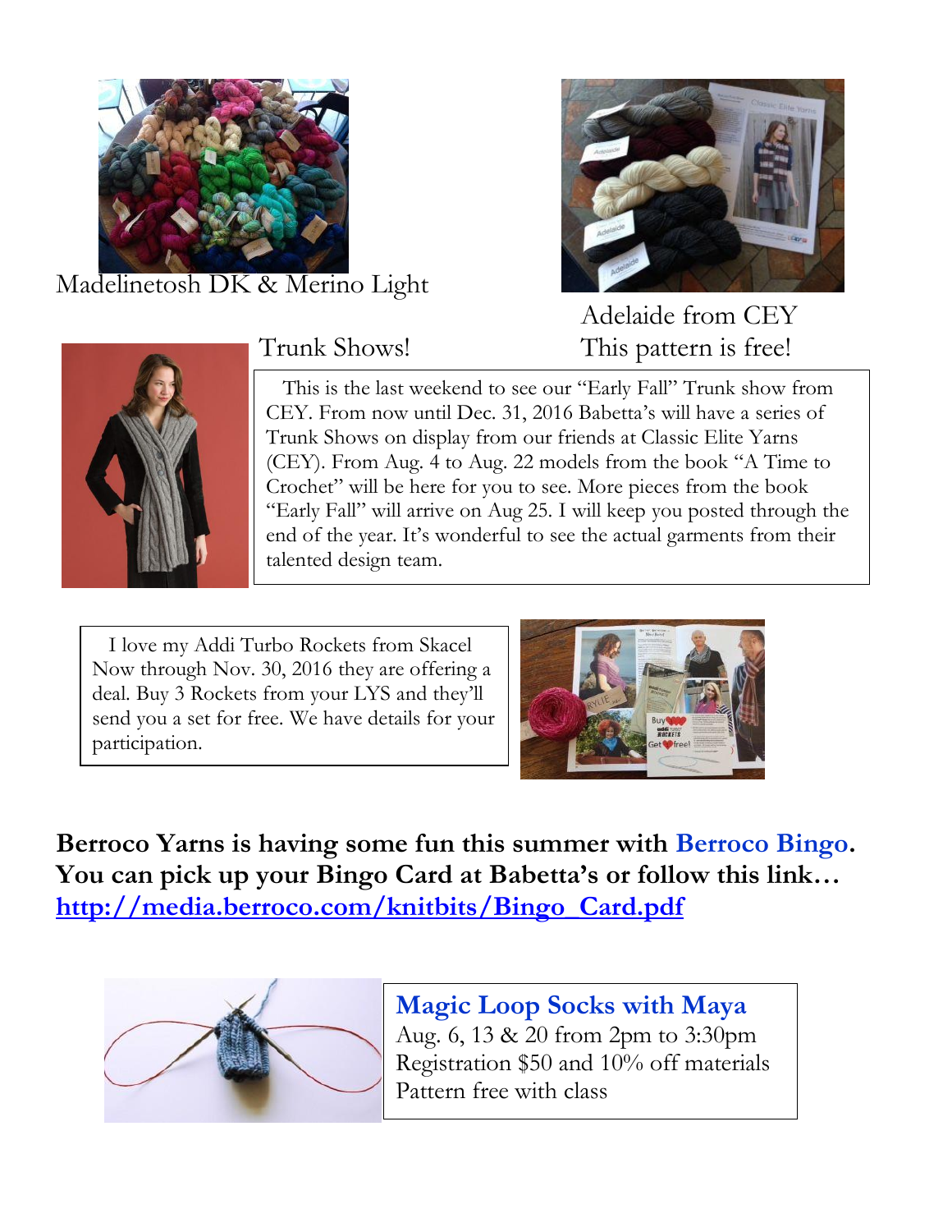Madelinetosh DK & Merino Light

Adelaide from CEY
This pattern is free!

Trunk Shows!

This is the last weekend to see our "Early Fall" Trunk show from CEY. From now until Dec. 31, 2016 Babetta's will have a series of Trunk Shows on display from our friends at Classic Elite Yarns (CEY). From Aug. 4 to Aug. 22 models from the book "A Time to Crochet" will be here for you to see. More pieces from the book "Early Fall" will arrive on Aug 25. I will keep you posted through the end of the year. It's wonderful to see the actual garments from their talented design team.

I love my Addi Turbo Rockets from Skacel Now through Nov. 30, 2016 they are offering a deal. Buy 3 Rockets from your LYS and they'll send you a set for free. We have details for your participation.

**Berroco Yarns is having some fun this summer with Berroco Bingo. You can pick up your Bingo Card at Babetta's or follow this link…** **[http://media.berroco.com/knitbits/Bingo_Card.pdf](http://media.berroco.com/knitbits/Bingo_Card.pdf)**

**Magic Loop Socks with Maya**
Aug. 6, 13 & 20 from 2pm to 3:30pm
Registration $50 and 10% off materials
Pattern free with class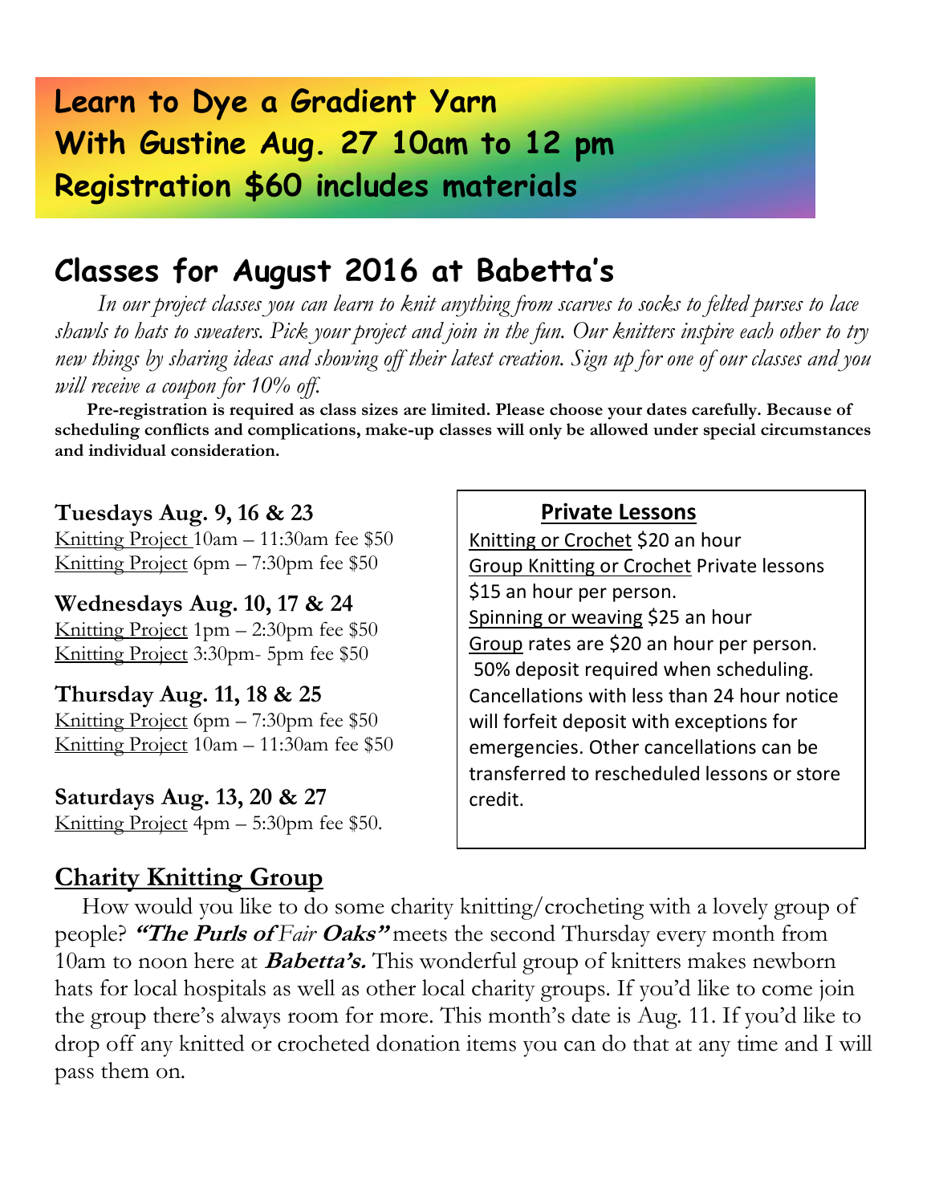# Learn to Dye a Gradient Yarn With Gustine Aug. 27 10am to 12 pm Registration $60 includes materials

## Classes for August 2016 at Babetta's

*In our project classes you can learn to knit anything from scarves to socks to felted purses to lace shawls to hats to sweaters. Pick your project and join in the fun. Our knitters inspire each other to try new things by sharing ideas and showing off their latest creation. Sign up for one of our classes and you will receive a coupon for 10% off.*

**Pre-registration is required as class sizes are limited. Please choose your dates carefully. Because of scheduling conflicts and complications, make-up classes will only be allowed under special circumstances and individual consideration.**

**Tuesdays Aug. 9, 16 & 23**
Knitting Project 10am – 11:30am fee $50
Knitting Project 6pm – 7:30pm fee $50

**Wednesdays Aug. 10, 17 & 24**
Knitting Project 1pm – 2:30pm fee $50
Knitting Project 3:30pm- 5pm fee $50

**Thursday Aug. 11, 18 & 25**
Knitting Project 6pm – 7:30pm fee $50
Knitting Project 10am – 11:30am fee $50

**Saturdays Aug. 13, 20 & 27**
Knitting Project 4pm – 5:30pm fee $50.

### Private Lessons

Knitting or Crochet $20 an hour
Group Knitting or Crochet Private lessons $15 an hour per person.
Spinning or weaving $25 an hour
Group rates are $20 an hour per person.
50% deposit required when scheduling. Cancellations with less than 24 hour notice will forfeit deposit with exceptions for emergencies. Other cancellations can be transferred to rescheduled lessons or store credit.

## Charity Knitting Group

How would you like to do some charity knitting/crocheting with a lovely group of people? ***"The Purls of*** *Fair* ***Oaks"*** meets the second Thursday every month from 10am to noon here at ***Babetta's.*** This wonderful group of knitters makes newborn hats for local hospitals as well as other local charity groups. If you'd like to come join the group there's always room for more. This month's date is Aug. 11. If you'd like to drop off any knitted or crocheted donation items you can do that at any time and I will pass them on.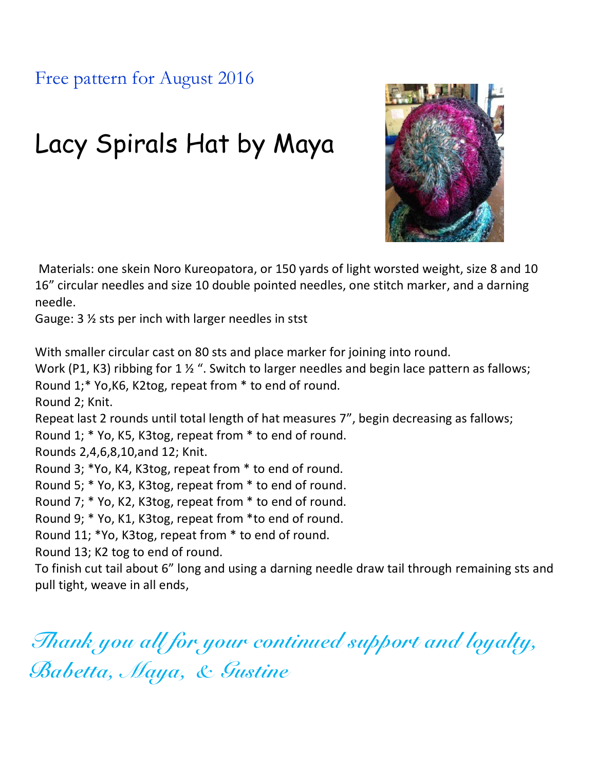Free pattern for August 2016

# Lacy Spirals Hat by Maya

Materials: one skein Noro Kureopatora, or 150 yards of light worsted weight, size 8 and 10 16" circular needles and size 10 double pointed needles, one stitch marker, and a darning needle.

Gauge: 3 ½ sts per inch with larger needles in stst

With smaller circular cast on 80 sts and place marker for joining into round.

Work (P1, K3) ribbing for 1 ½ ". Switch to larger needles and begin lace pattern as fallows;

Round 1;* Yo,K6, K2tog, repeat from * to end of round.

Round 2; Knit.

Repeat last 2 rounds until total length of hat measures 7", begin decreasing as fallows;

Round 1; * Yo, K5, K3tog, repeat from * to end of round.

Rounds 2,4,6,8,10,and 12; Knit.

Round 3; *Yo, K4, K3tog, repeat from * to end of round.

Round 5; * Yo, K3, K3tog, repeat from * to end of round.

Round 7; * Yo, K2, K3tog, repeat from * to end of round.

Round 9; * Yo, K1, K3tog, repeat from *to end of round.

Round 11; *Yo, K3tog, repeat from * to end of round.

Round 13; K2 tog to end of round.

To finish cut tail about 6" long and using a darning needle draw tail through remaining sts and pull tight, weave in all ends,

*Thank you all for your continued support and loyalty,*
*Babetta, Maya, & Gustine*